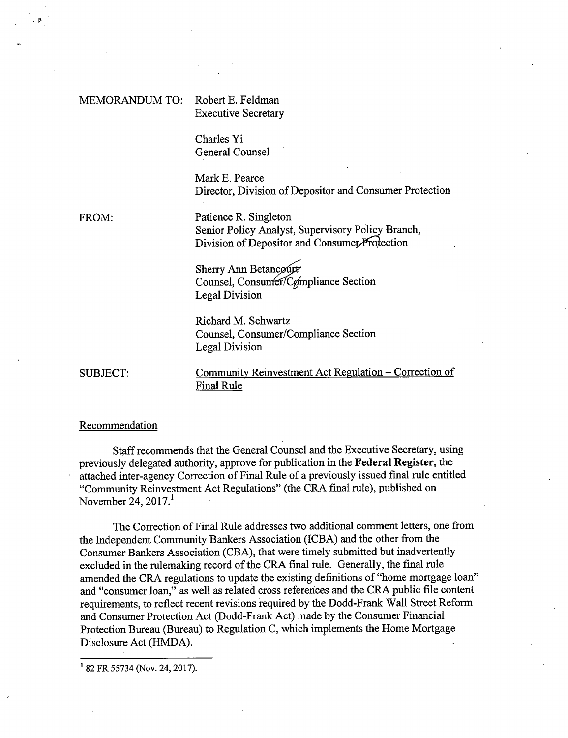MEMORANDUM TO: Robert E. Feldman
Executive Secretary

Charles Yi
General Counsel

Mark E. Pearce
Director, Division of Depositor and Consumer Protection

FROM: Patience R. Singleton
Senior Policy Analyst, Supervisory Policy Branch,
Division of Depositor and Consumer Protection

Sherry Ann Betancourt
Counsel, Consumer/Compliance Section
Legal Division

Richard M. Schwartz
Counsel, Consumer/Compliance Section
Legal Division

SUBJECT: Community Reinvestment Act Regulation – Correction of Final Rule

## Recommendation

Staff recommends that the General Counsel and the Executive Secretary, using previously delegated authority, approve for publication in the **Federal Register**, the attached inter-agency Correction of Final Rule of a previously issued final rule entitled "Community Reinvestment Act Regulations" (the CRA final rule), published on November 24, 2017.[1]

The Correction of Final Rule addresses two additional comment letters, one from the Independent Community Bankers Association (ICBA) and the other from the Consumer Bankers Association (CBA), that were timely submitted but inadvertently excluded in the rulemaking record of the CRA final rule. Generally, the final rule amended the CRA regulations to update the existing definitions of "home mortgage loan" and "consumer loan," as well as related cross references and the CRA public file content requirements, to reflect recent revisions required by the Dodd-Frank Wall Street Reform and Consumer Protection Act (Dodd-Frank Act) made by the Consumer Financial Protection Bureau (Bureau) to Regulation C, which implements the Home Mortgage Disclosure Act (HMDA).

[1] 82 FR 55734 (Nov. 24, 2017).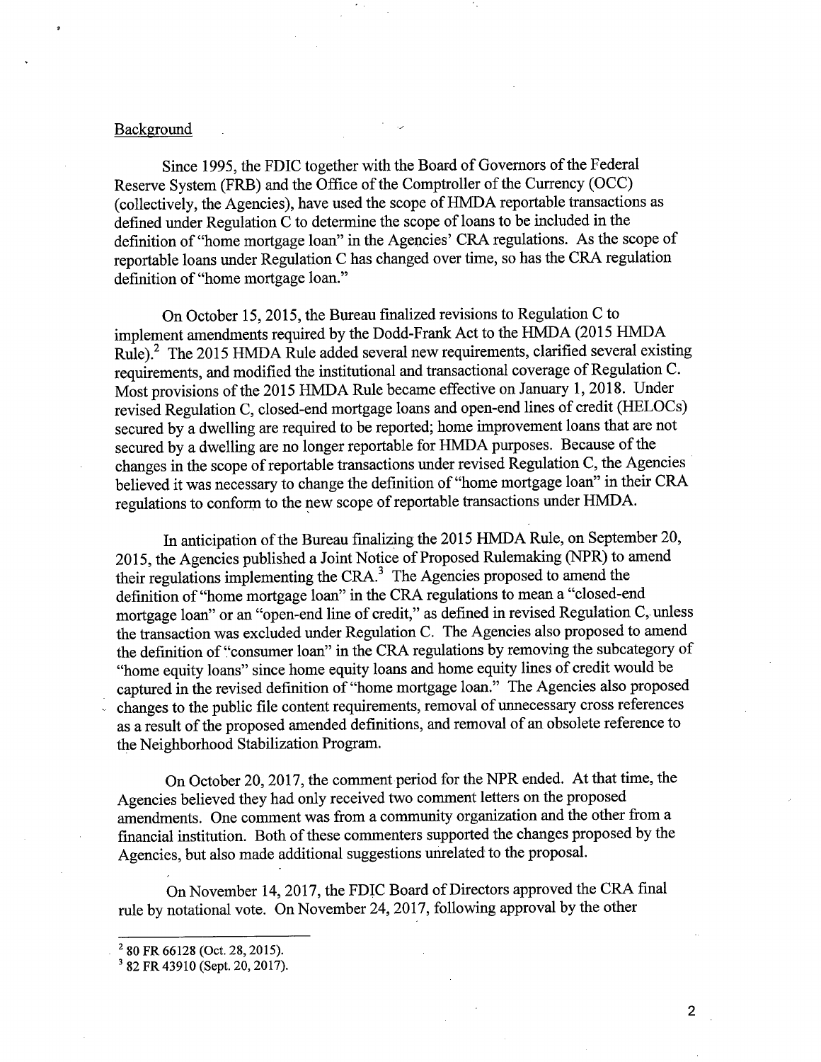Background

Since 1995, the FDIC together with the Board of Governors of the Federal Reserve System (FRB) and the Office of the Comptroller of the Currency (OCC) (collectively, the Agencies), have used the scope of HMDA reportable transactions as defined under Regulation C to determine the scope of loans to be included in the definition of "home mortgage loan" in the Agencies' CRA regulations. As the scope of reportable loans under Regulation C has changed over time, so has the CRA regulation definition of "home mortgage loan."

On October 15, 2015, the Bureau finalized revisions to Regulation C to implement amendments required by the Dodd-Frank Act to the HMDA (2015 HMDA Rule).[2] The 2015 HMDA Rule added several new requirements, clarified several existing requirements, and modified the institutional and transactional coverage of Regulation C. Most provisions of the 2015 HMDA Rule became effective on January 1, 2018. Under revised Regulation C, closed-end mortgage loans and open-end lines of credit (HELOCs) secured by a dwelling are required to be reported; home improvement loans that are not secured by a dwelling are no longer reportable for HMDA purposes. Because of the changes in the scope of reportable transactions under revised Regulation C, the Agencies believed it was necessary to change the definition of "home mortgage loan" in their CRA regulations to conform to the new scope of reportable transactions under HMDA.

In anticipation of the Bureau finalizing the 2015 HMDA Rule, on September 20, 2015, the Agencies published a Joint Notice of Proposed Rulemaking (NPR) to amend their regulations implementing the CRA.[3] The Agencies proposed to amend the definition of "home mortgage loan" in the CRA regulations to mean a "closed-end mortgage loan" or an "open-end line of credit," as defined in revised Regulation C, unless the transaction was excluded under Regulation C. The Agencies also proposed to amend the definition of "consumer loan" in the CRA regulations by removing the subcategory of "home equity loans" since home equity loans and home equity lines of credit would be captured in the revised definition of "home mortgage loan." The Agencies also proposed changes to the public file content requirements, removal of unnecessary cross references as a result of the proposed amended definitions, and removal of an obsolete reference to the Neighborhood Stabilization Program.

On October 20, 2017, the comment period for the NPR ended. At that time, the Agencies believed they had only received two comment letters on the proposed amendments. One comment was from a community organization and the other from a financial institution. Both of these commenters supported the changes proposed by the Agencies, but also made additional suggestions unrelated to the proposal.

On November 14, 2017, the FDIC Board of Directors approved the CRA final rule by notational vote. On November 24, 2017, following approval by the other

---

[2] 80 FR 66128 (Oct. 28, 2015).

[3] 82 FR 43910 (Sept. 20, 2017).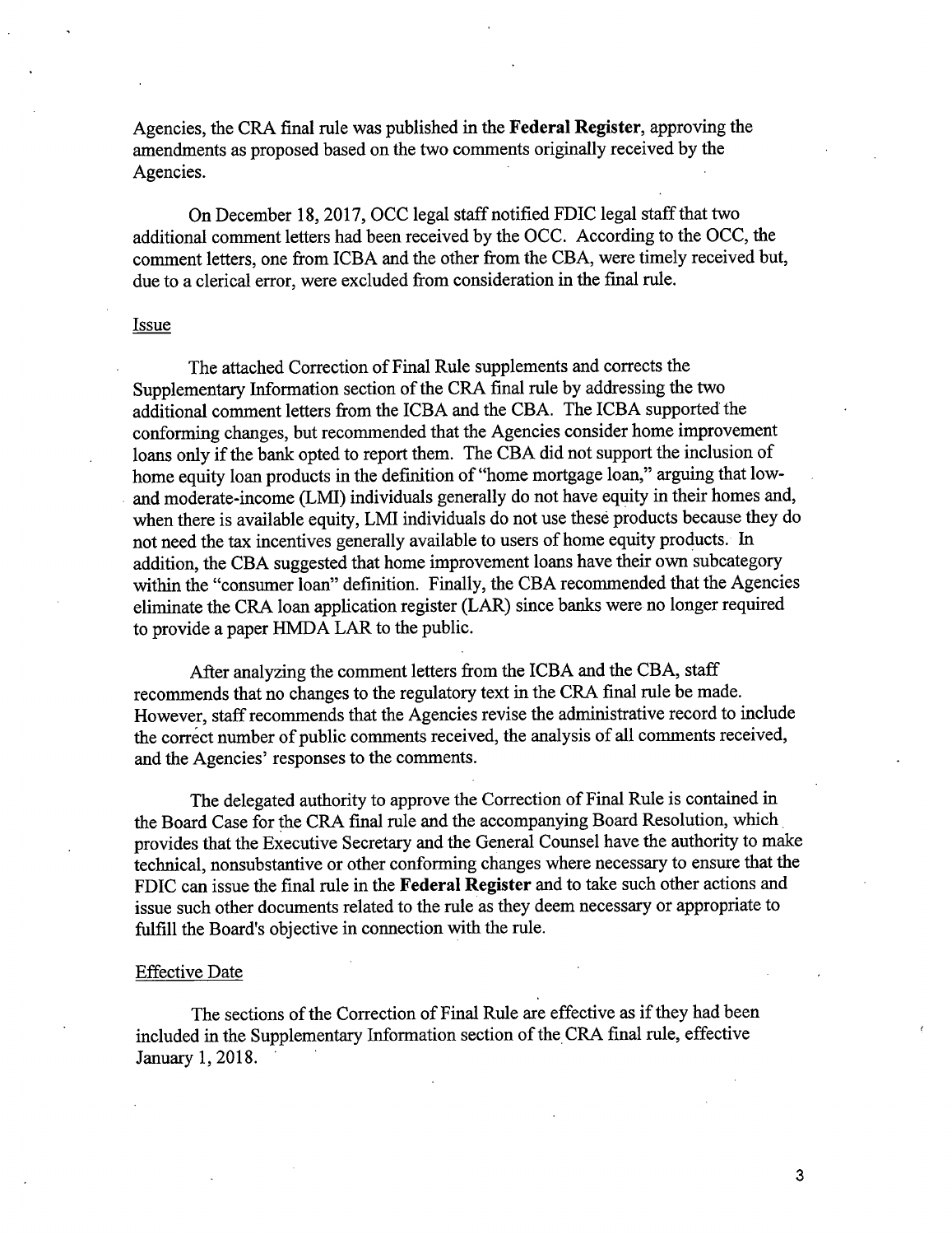Agencies, the CRA final rule was published in the **Federal Register**, approving the amendments as proposed based on the two comments originally received by the Agencies.

On December 18, 2017, OCC legal staff notified FDIC legal staff that two additional comment letters had been received by the OCC. According to the OCC, the comment letters, one from ICBA and the other from the CBA, were timely received but, due to a clerical error, were excluded from consideration in the final rule.

Issue

The attached Correction of Final Rule supplements and corrects the Supplementary Information section of the CRA final rule by addressing the two additional comment letters from the ICBA and the CBA. The ICBA supported the conforming changes, but recommended that the Agencies consider home improvement loans only if the bank opted to report them. The CBA did not support the inclusion of home equity loan products in the definition of "home mortgage loan," arguing that low- and moderate-income (LMI) individuals generally do not have equity in their homes and, when there is available equity, LMI individuals do not use these products because they do not need the tax incentives generally available to users of home equity products. In addition, the CBA suggested that home improvement loans have their own subcategory within the "consumer loan" definition. Finally, the CBA recommended that the Agencies eliminate the CRA loan application register (LAR) since banks were no longer required to provide a paper HMDA LAR to the public.

After analyzing the comment letters from the ICBA and the CBA, staff recommends that no changes to the regulatory text in the CRA final rule be made. However, staff recommends that the Agencies revise the administrative record to include the correct number of public comments received, the analysis of all comments received, and the Agencies' responses to the comments.

The delegated authority to approve the Correction of Final Rule is contained in the Board Case for the CRA final rule and the accompanying Board Resolution, which provides that the Executive Secretary and the General Counsel have the authority to make technical, nonsubstantive or other conforming changes where necessary to ensure that the FDIC can issue the final rule in the **Federal Register** and to take such other actions and issue such other documents related to the rule as they deem necessary or appropriate to fulfill the Board's objective in connection with the rule.

Effective Date

The sections of the Correction of Final Rule are effective as if they had been included in the Supplementary Information section of the CRA final rule, effective January 1, 2018.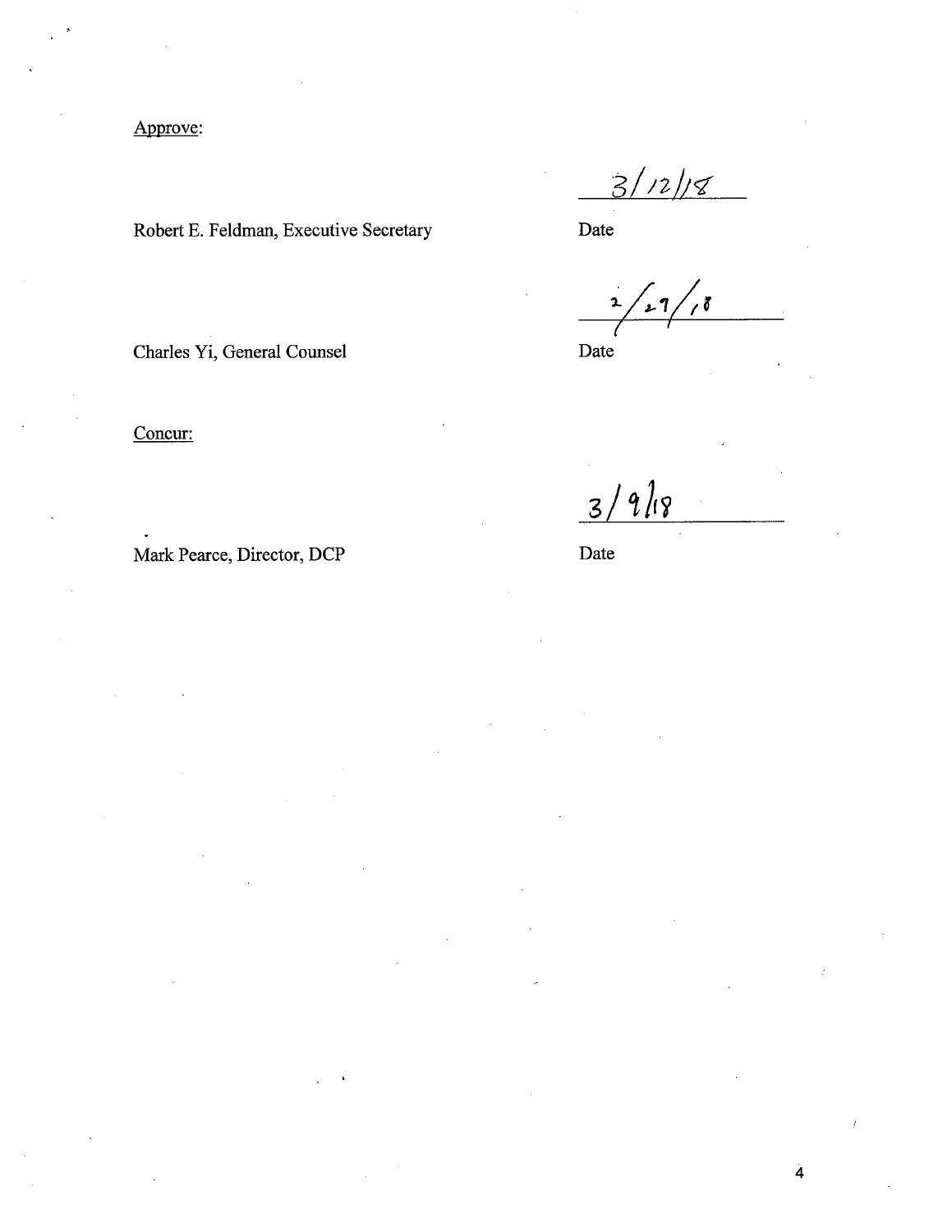Approve:

Robert E. Feldman, Executive Secretary

3/12/18

Date

Charles Yi, General Counsel

2/27/18

Date

Concur:

Mark Pearce, Director, DCP

3/9/18

Date